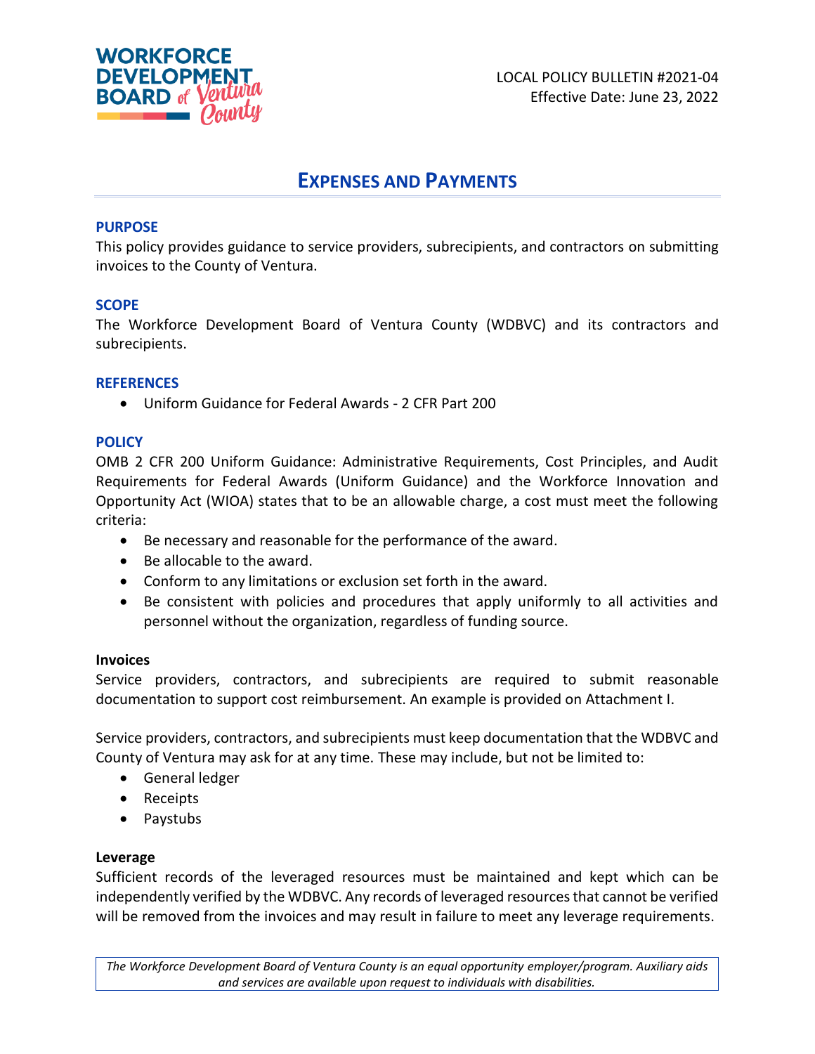LOCAL POLICY BULLETIN #2021-04
Effective Date: June 23, 2022

# EXPENSES AND PAYMENTS

## PURPOSE

This policy provides guidance to service providers, subrecipients, and contractors on submitting invoices to the County of Ventura.

## SCOPE

The Workforce Development Board of Ventura County (WDBVC) and its contractors and subrecipients.

## REFERENCES

- Uniform Guidance for Federal Awards - 2 CFR Part 200

## POLICY

OMB 2 CFR 200 Uniform Guidance: Administrative Requirements, Cost Principles, and Audit Requirements for Federal Awards (Uniform Guidance) and the Workforce Innovation and Opportunity Act (WIOA) states that to be an allowable charge, a cost must meet the following criteria:

- Be necessary and reasonable for the performance of the award.
- Be allocable to the award.
- Conform to any limitations or exclusion set forth in the award.
- Be consistent with policies and procedures that apply uniformly to all activities and personnel without the organization, regardless of funding source.

### Invoices

Service providers, contractors, and subrecipients are required to submit reasonable documentation to support cost reimbursement. An example is provided on Attachment I.

Service providers, contractors, and subrecipients must keep documentation that the WDBVC and County of Ventura may ask for at any time. These may include, but not be limited to:

- General ledger
- Receipts
- Paystubs

### Leverage

Sufficient records of the leveraged resources must be maintained and kept which can be independently verified by the WDBVC. Any records of leveraged resources that cannot be verified will be removed from the invoices and may result in failure to meet any leverage requirements.

*The Workforce Development Board of Ventura County is an equal opportunity employer/program. Auxiliary aids and services are available upon request to individuals with disabilities.*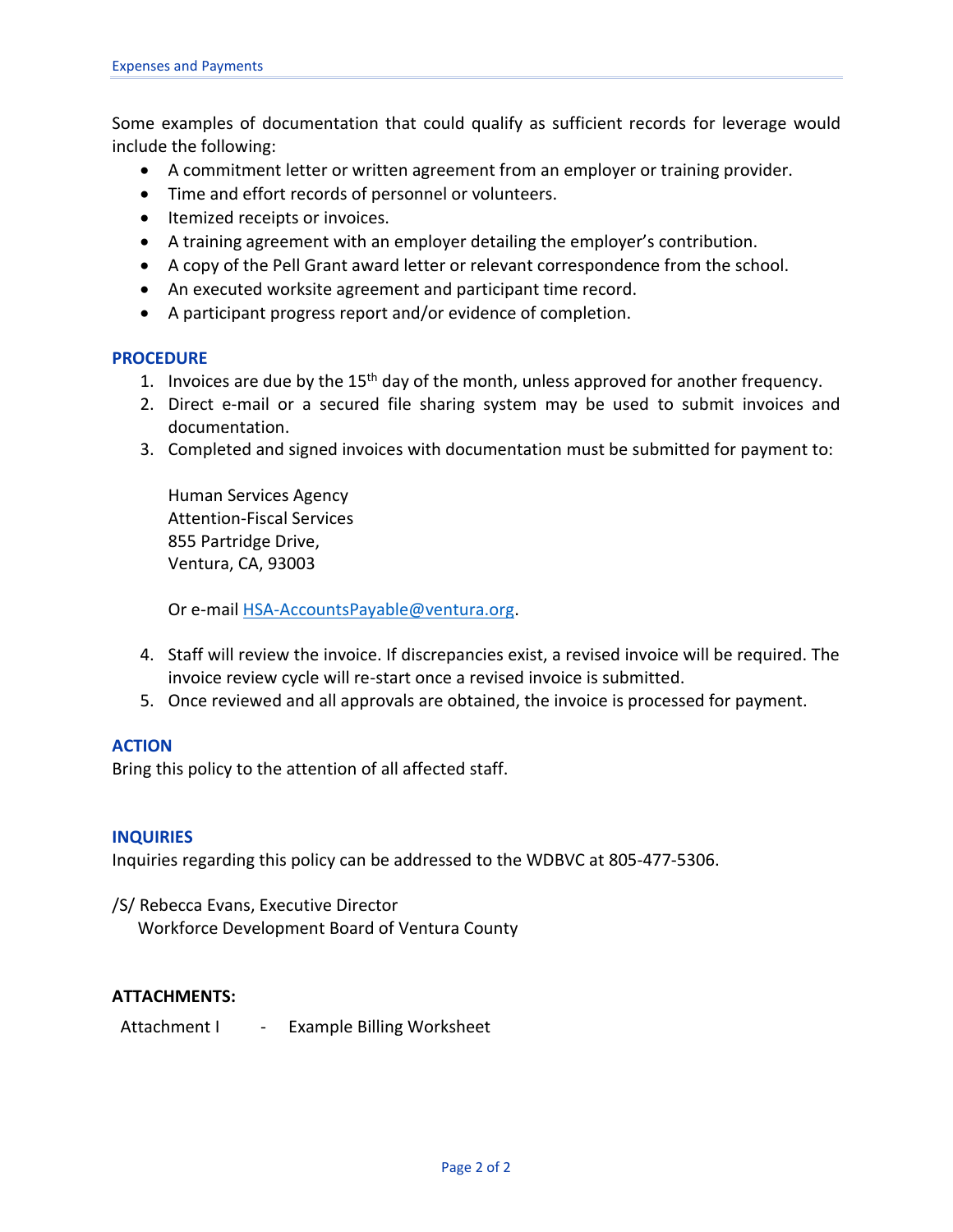Some examples of documentation that could qualify as sufficient records for leverage would include the following:

- A commitment letter or written agreement from an employer or training provider.
- Time and effort records of personnel or volunteers.
- Itemized receipts or invoices.
- A training agreement with an employer detailing the employer's contribution.
- A copy of the Pell Grant award letter or relevant correspondence from the school.
- An executed worksite agreement and participant time record.
- A participant progress report and/or evidence of completion.

## PROCEDURE

1. Invoices are due by the 15th day of the month, unless approved for another frequency.
2. Direct e-mail or a secured file sharing system may be used to submit invoices and documentation.
3. Completed and signed invoices with documentation must be submitted for payment to:

   Human Services Agency
   Attention-Fiscal Services
   855 Partridge Drive,
   Ventura, CA, 93003

   Or e-mail HSA-AccountsPayable@ventura.org.

4. Staff will review the invoice. If discrepancies exist, a revised invoice will be required. The invoice review cycle will re-start once a revised invoice is submitted.
5. Once reviewed and all approvals are obtained, the invoice is processed for payment.

## ACTION

Bring this policy to the attention of all affected staff.

## INQUIRIES

Inquiries regarding this policy can be addressed to the WDBVC at 805-477-5306.

/S/ Rebecca Evans, Executive Director
Workforce Development Board of Ventura County

**ATTACHMENTS:**

Attachment I - Example Billing Worksheet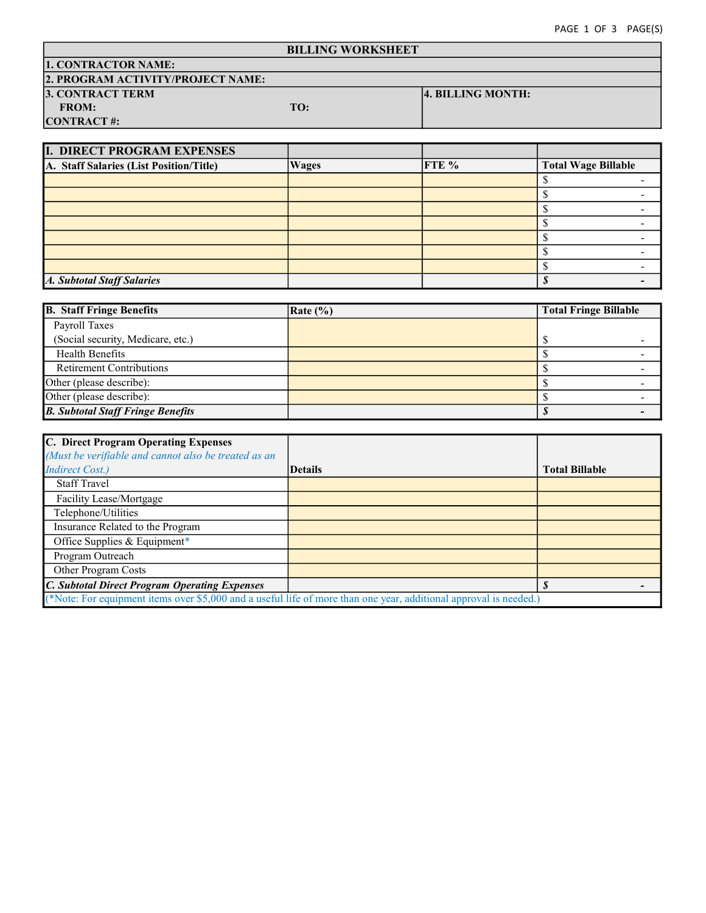# BILLING WORKSHEET

| BILLING WORKSHEET | |
|---|---|
| **1. CONTRACTOR NAME:** | |
| **2. PROGRAM ACTIVITY/PROJECT NAME:** | |
| **3. CONTRACT TERM** **FROM:** **TO:** **CONTRACT #:** | **4. BILLING MONTH:** |

| **I. DIRECT PROGRAM EXPENSES** | | | |
|---|---|---|---|
| **A. Staff Salaries (List Position/Title)** | **Wages** | **FTE %** | **Total Wage Billable** |
| | | | $ - |
| | | | $ - |
| | | | $ - |
| | | | $ - |
| | | | $ - |
| | | | $ - |
| | | | $ - |
| ***A. Subtotal Staff Salaries*** | | | ***$ -*** |

| **B. Staff Fringe Benefits** | **Rate (%)** | **Total Fringe Billable** |
|---|---|---|
| Payroll Taxes (Social security, Medicare, etc.) | | $ - |
| Health Benefits | | $ - |
| Retirement Contributions | | $ - |
| Other (please describe): | | $ - |
| Other (please describe): | | $ - |
| ***B. Subtotal Staff Fringe Benefits*** | | ***$ -*** |

| **C. Direct Program Operating Expenses** *(Must be verifiable and cannot also be treated as an Indirect Cost.)* | **Details** | **Total Billable** |
|---|---|---|
| Staff Travel | | |
| Facility Lease/Mortgage | | |
| Telephone/Utilities | | |
| Insurance Related to the Program | | |
| Office Supplies & Equipment* | | |
| Program Outreach | | |
| Other Program Costs | | |
| ***C. Subtotal Direct Program Operating Expenses*** | | ***$ -*** |

(*Note: For equipment items over $5,000 and a useful life of more than one year, additional approval is needed.)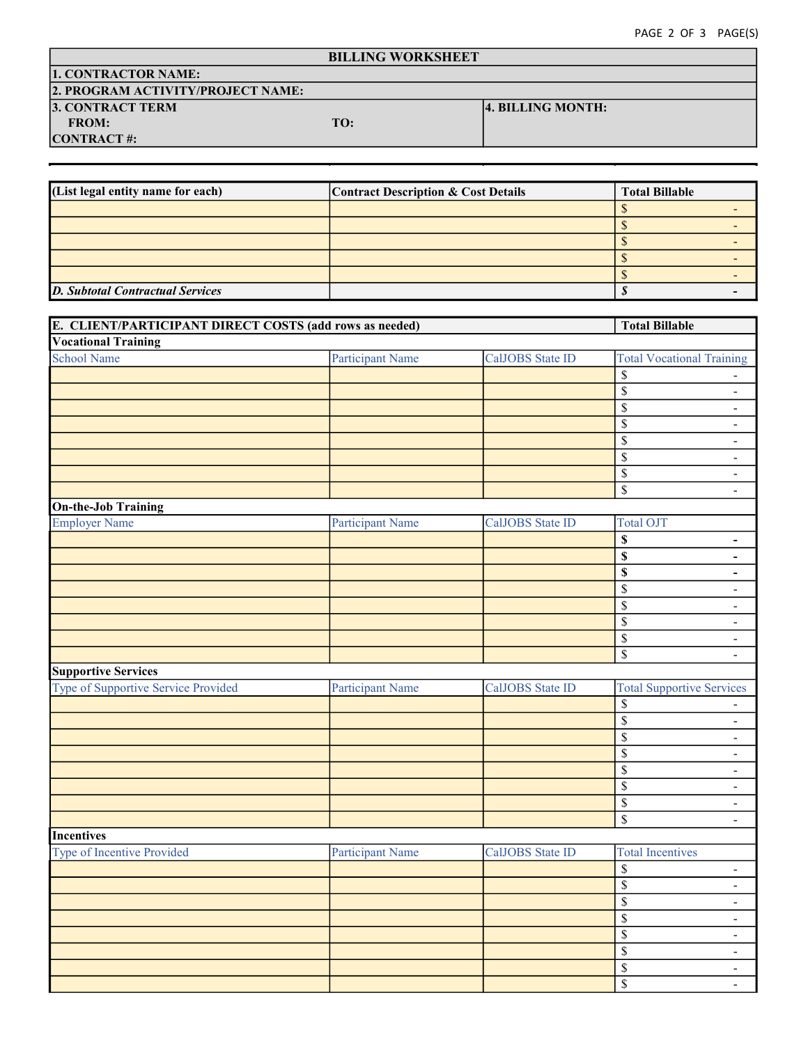## BILLING WORKSHEET

| | |
|---|---|
| 1. CONTRACTOR NAME: | |
| 2. PROGRAM ACTIVITY/PROJECT NAME: | |
| 3. CONTRACT TERM<br>FROM: TO:<br>CONTRACT #: | 4. BILLING MONTH: |

| (List legal entity name for each) | Contract Description & Cost Details | Total Billable |
|---|---|---|
| | | $ - |
| | | $ - |
| | | $ - |
| | | $ - |
| | | $ - |
| ***D. Subtotal Contractual Services*** | | ***$ -*** |

| E. CLIENT/PARTICIPANT DIRECT COSTS (add rows as needed) | | | Total Billable |
|---|---|---|---|
| **Vocational Training** | | | |
| School Name | Participant Name | CalJOBS State ID | Total Vocational Training |
| | | | $ - |
| | | | $ - |
| | | | $ - |
| | | | $ - |
| | | | $ - |
| | | | $ - |
| | | | $ - |
| | | | $ - |
| **On-the-Job Training** | | | |
| Employer Name | Participant Name | CalJOBS State ID | Total OJT |
| | | | **$ -** |
| | | | **$ -** |
| | | | **$ -** |
| | | | $ - |
| | | | $ - |
| | | | $ - |
| | | | $ - |
| | | | $ - |
| **Supportive Services** | | | |
| Type of Supportive Service Provided | Participant Name | CalJOBS State ID | Total Supportive Services |
| | | | $ - |
| | | | $ - |
| | | | $ - |
| | | | $ - |
| | | | $ - |
| | | | $ - |
| | | | $ - |
| | | | $ - |
| **Incentives** | | | |
| Type of Incentive Provided | Participant Name | CalJOBS State ID | Total Incentives |
| | | | $ - |
| | | | $ - |
| | | | $ - |
| | | | $ - |
| | | | $ - |
| | | | $ - |
| | | | $ - |
| | | | $ - |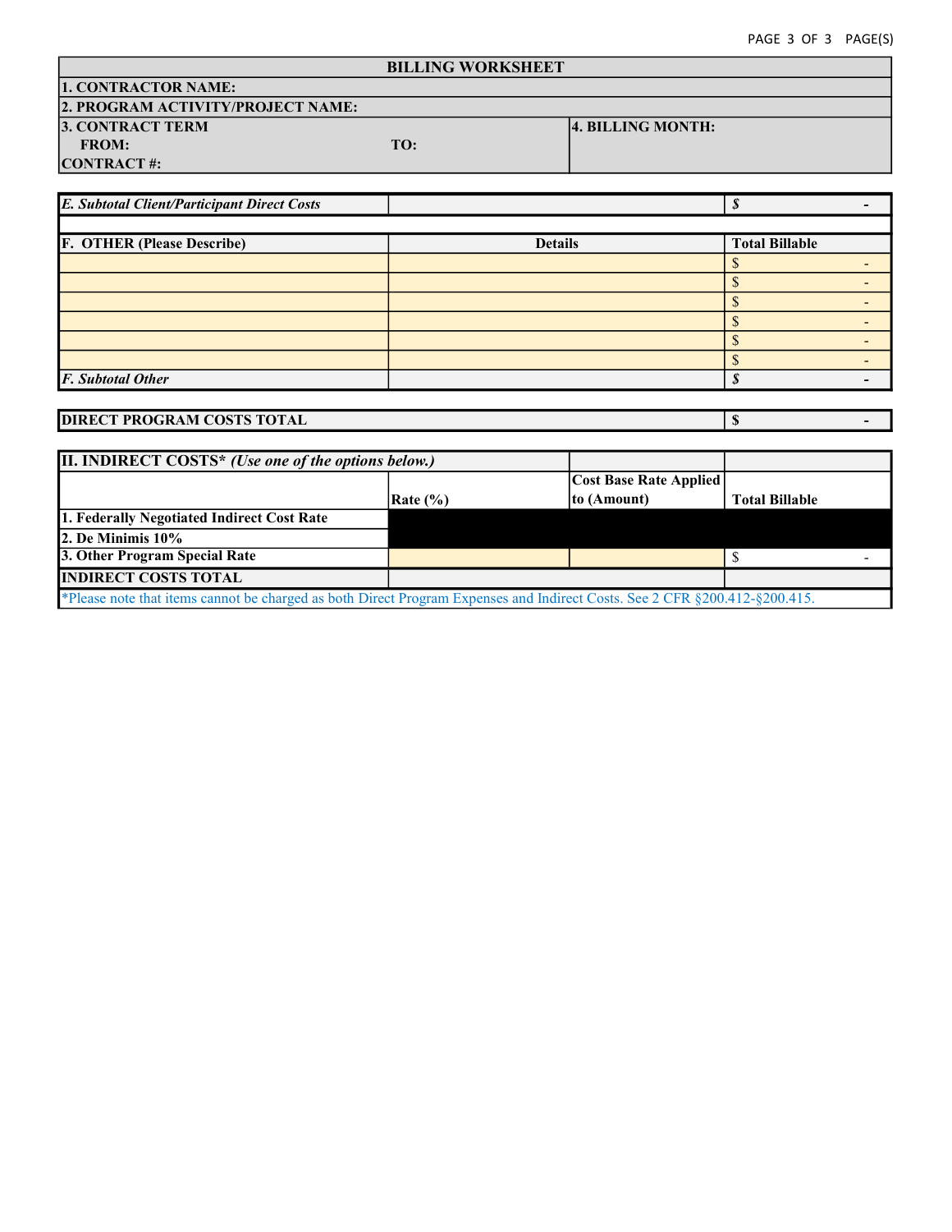| BILLING WORKSHEET | |
|---|---|
| 1. CONTRACTOR NAME: | |
| 2. PROGRAM ACTIVITY/PROJECT NAME: | |
| 3. CONTRACT TERM<br>FROM: TO:<br>CONTRACT #: | 4. BILLING MONTH: |

| | | |
|---|---|---|
| ***E. Subtotal Client/Participant Direct Costs*** | | ***$ -*** |

| F. OTHER (Please Describe) | Details | Total Billable |
|---|---|---|
| | | $ - |
| | | $ - |
| | | $ - |
| | | $ - |
| | | $ - |
| | | $ - |
| ***F. Subtotal Other*** | | ***$ -*** |

| | |
|---|---|
| **DIRECT PROGRAM COSTS TOTAL** | **$ -** |

| II. INDIRECT COSTS* *(Use one of the options below.)* | | | |
|---|---|---|---|
| | Rate (%) | Cost Base Rate Applied to (Amount) | Total Billable |
| 1. Federally Negotiated Indirect Cost Rate | | | |
| 2. De Minimis 10% | | | |
| 3. Other Program Special Rate | | | $ - |
| INDIRECT COSTS TOTAL | | | |

*Please note that items cannot be charged as both Direct Program Expenses and Indirect Costs. See 2 CFR §200.412-§200.415.